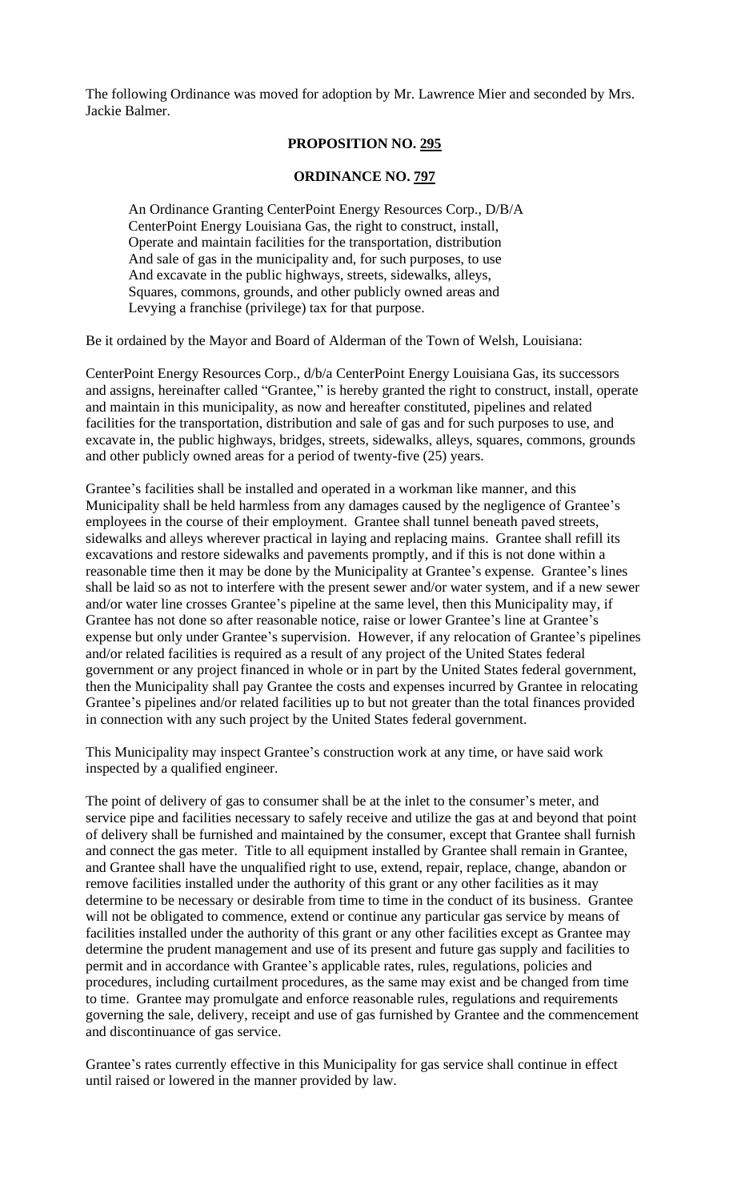The following Ordinance was moved for adoption by Mr. Lawrence Mier and seconded by Mrs. Jackie Balmer.

**PROPOSITION NO. 295**

**ORDINANCE NO. 797**

> An Ordinance Granting CenterPoint Energy Resources Corp., D/B/A CenterPoint Energy Louisiana Gas, the right to construct, install, Operate and maintain facilities for the transportation, distribution And sale of gas in the municipality and, for such purposes, to use And excavate in the public highways, streets, sidewalks, alleys, Squares, commons, grounds, and other publicly owned areas and Levying a franchise (privilege) tax for that purpose.

Be it ordained by the Mayor and Board of Alderman of the Town of Welsh, Louisiana:

CenterPoint Energy Resources Corp., d/b/a CenterPoint Energy Louisiana Gas, its successors and assigns, hereinafter called "Grantee," is hereby granted the right to construct, install, operate and maintain in this municipality, as now and hereafter constituted, pipelines and related facilities for the transportation, distribution and sale of gas and for such purposes to use, and excavate in, the public highways, bridges, streets, sidewalks, alleys, squares, commons, grounds and other publicly owned areas for a period of twenty-five (25) years.

Grantee's facilities shall be installed and operated in a workman like manner, and this Municipality shall be held harmless from any damages caused by the negligence of Grantee's employees in the course of their employment. Grantee shall tunnel beneath paved streets, sidewalks and alleys wherever practical in laying and replacing mains. Grantee shall refill its excavations and restore sidewalks and pavements promptly, and if this is not done within a reasonable time then it may be done by the Municipality at Grantee's expense. Grantee's lines shall be laid so as not to interfere with the present sewer and/or water system, and if a new sewer and/or water line crosses Grantee's pipeline at the same level, then this Municipality may, if Grantee has not done so after reasonable notice, raise or lower Grantee's line at Grantee's expense but only under Grantee's supervision. However, if any relocation of Grantee's pipelines and/or related facilities is required as a result of any project of the United States federal government or any project financed in whole or in part by the United States federal government, then the Municipality shall pay Grantee the costs and expenses incurred by Grantee in relocating Grantee's pipelines and/or related facilities up to but not greater than the total finances provided in connection with any such project by the United States federal government.

This Municipality may inspect Grantee's construction work at any time, or have said work inspected by a qualified engineer.

The point of delivery of gas to consumer shall be at the inlet to the consumer's meter, and service pipe and facilities necessary to safely receive and utilize the gas at and beyond that point of delivery shall be furnished and maintained by the consumer, except that Grantee shall furnish and connect the gas meter. Title to all equipment installed by Grantee shall remain in Grantee, and Grantee shall have the unqualified right to use, extend, repair, replace, change, abandon or remove facilities installed under the authority of this grant or any other facilities as it may determine to be necessary or desirable from time to time in the conduct of its business. Grantee will not be obligated to commence, extend or continue any particular gas service by means of facilities installed under the authority of this grant or any other facilities except as Grantee may determine the prudent management and use of its present and future gas supply and facilities to permit and in accordance with Grantee's applicable rates, rules, regulations, policies and procedures, including curtailment procedures, as the same may exist and be changed from time to time. Grantee may promulgate and enforce reasonable rules, regulations and requirements governing the sale, delivery, receipt and use of gas furnished by Grantee and the commencement and discontinuance of gas service.

Grantee's rates currently effective in this Municipality for gas service shall continue in effect until raised or lowered in the manner provided by law.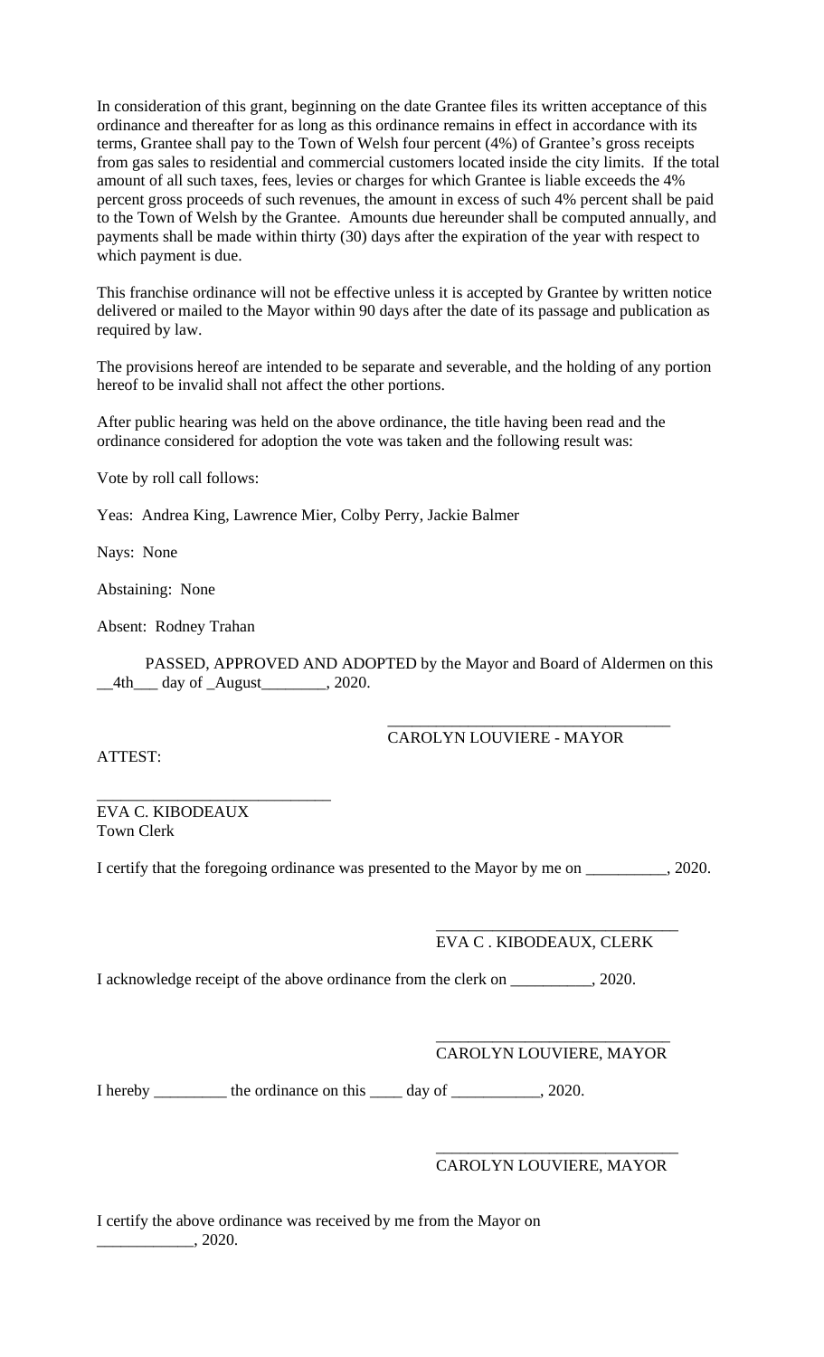In consideration of this grant, beginning on the date Grantee files its written acceptance of this ordinance and thereafter for as long as this ordinance remains in effect in accordance with its terms, Grantee shall pay to the Town of Welsh four percent (4%) of Grantee's gross receipts from gas sales to residential and commercial customers located inside the city limits. If the total amount of all such taxes, fees, levies or charges for which Grantee is liable exceeds the 4% percent gross proceeds of such revenues, the amount in excess of such 4% percent shall be paid to the Town of Welsh by the Grantee. Amounts due hereunder shall be computed annually, and payments shall be made within thirty (30) days after the expiration of the year with respect to which payment is due.

This franchise ordinance will not be effective unless it is accepted by Grantee by written notice delivered or mailed to the Mayor within 90 days after the date of its passage and publication as required by law.

The provisions hereof are intended to be separate and severable, and the holding of any portion hereof to be invalid shall not affect the other portions.

After public hearing was held on the above ordinance, the title having been read and the ordinance considered for adoption the vote was taken and the following result was:

Vote by roll call follows:

Yeas: Andrea King, Lawrence Mier, Colby Perry, Jackie Balmer

Nays: None

Abstaining: None

Absent: Rodney Trahan

PASSED, APPROVED AND ADOPTED by the Mayor and Board of Aldermen on this __4th___ day of _August________, 2020.

___________________________________
CAROLYN LOUVIERE - MAYOR

ATTEST:

_____________________________
EVA C. KIBODEAUX
Town Clerk

I certify that the foregoing ordinance was presented to the Mayor by me on __________, 2020.

______________________________
EVA C . KIBODEAUX, CLERK

I acknowledge receipt of the above ordinance from the clerk on __________, 2020.

_____________________________
CAROLYN LOUVIERE, MAYOR

I hereby _________ the ordinance on this ____ day of ___________, 2020.

______________________________
CAROLYN LOUVIERE, MAYOR

I certify the above ordinance was received by me from the Mayor on ____________, 2020.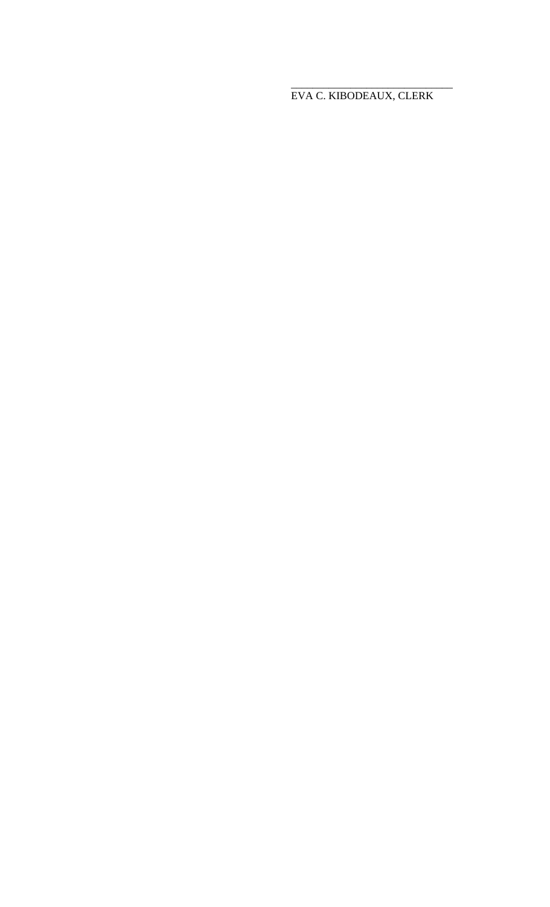\_\_\_\_\_\_\_\_\_\_\_\_\_\_\_\_\_\_\_\_\_\_\_\_\_\_\_\_\_\_

EVA C. KIBODEAUX, CLERK